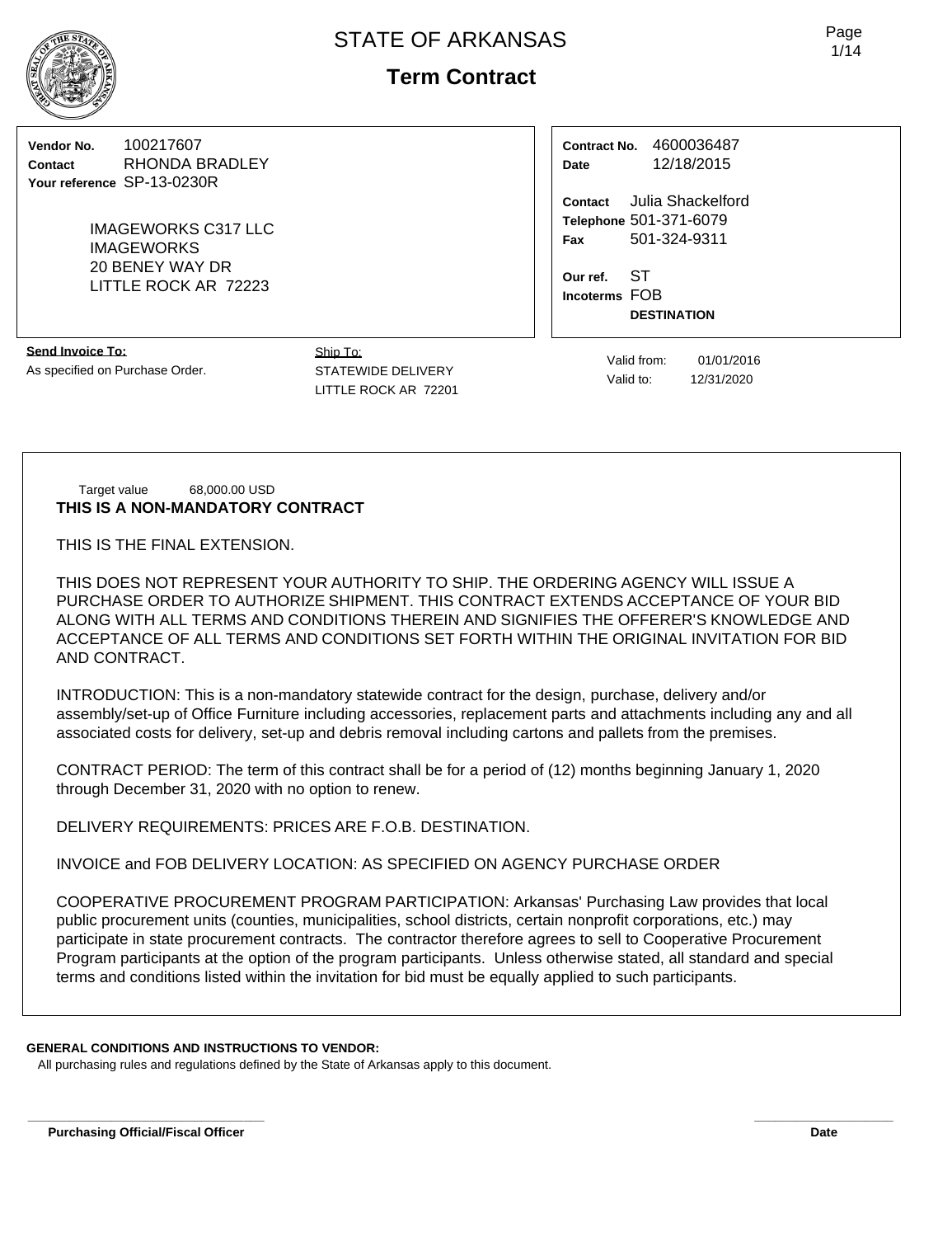# STATE OF ARKANSAS

## Term Contract

**Vendor No.** 100217607
**Contact** RHONDA BRADLEY
**Your reference** SP-13-0230R

IMAGEWORKS C317 LLC
IMAGEWORKS
20 BENEY WAY DR
LITTLE ROCK AR 72223

**Contract No.** 4600036487
**Date** 12/18/2015

**Contact** Julia Shackelford
**Telephone** 501-371-6079
**Fax** 501-324-9311

**Our ref.** ST
**Incoterms** FOB
**DESTINATION**

**Send Invoice To:**
As specified on Purchase Order.

Ship To:
STATEWIDE DELIVERY
LITTLE ROCK AR 72201

Valid from: 01/01/2016
Valid to: 12/31/2020

Target value 68,000.00 USD

**THIS IS A NON-MANDATORY CONTRACT**

THIS IS THE FINAL EXTENSION.

THIS DOES NOT REPRESENT YOUR AUTHORITY TO SHIP. THE ORDERING AGENCY WILL ISSUE A PURCHASE ORDER TO AUTHORIZE SHIPMENT. THIS CONTRACT EXTENDS ACCEPTANCE OF YOUR BID ALONG WITH ALL TERMS AND CONDITIONS THEREIN AND SIGNIFIES THE OFFERER'S KNOWLEDGE AND ACCEPTANCE OF ALL TERMS AND CONDITIONS SET FORTH WITHIN THE ORIGINAL INVITATION FOR BID AND CONTRACT.

INTRODUCTION: This is a non-mandatory statewide contract for the design, purchase, delivery and/or assembly/set-up of Office Furniture including accessories, replacement parts and attachments including any and all associated costs for delivery, set-up and debris removal including cartons and pallets from the premises.

CONTRACT PERIOD: The term of this contract shall be for a period of (12) months beginning January 1, 2020 through December 31, 2020 with no option to renew.

DELIVERY REQUIREMENTS: PRICES ARE F.O.B. DESTINATION.

INVOICE and FOB DELIVERY LOCATION: AS SPECIFIED ON AGENCY PURCHASE ORDER

COOPERATIVE PROCUREMENT PROGRAM PARTICIPATION: Arkansas' Purchasing Law provides that local public procurement units (counties, municipalities, school districts, certain nonprofit corporations, etc.) may participate in state procurement contracts. The contractor therefore agrees to sell to Cooperative Procurement Program participants at the option of the program participants. Unless otherwise stated, all standard and special terms and conditions listed within the invitation for bid must be equally applied to such participants.

**GENERAL CONDITIONS AND INSTRUCTIONS TO VENDOR:**

All purchasing rules and regulations defined by the State of Arkansas apply to this document.

**Purchasing Official/Fiscal Officer** **Date**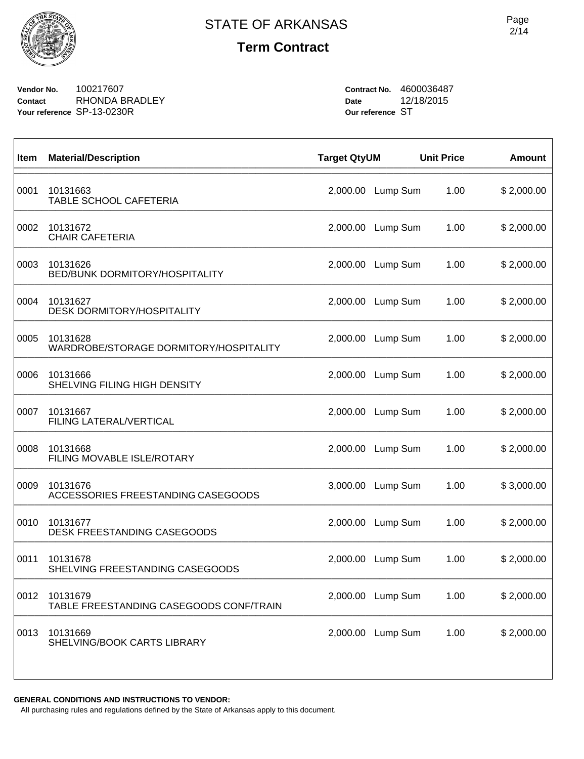# STATE OF ARKANSAS

## Term Contract

**Vendor No.** 100217607
**Contact** RHONDA BRADLEY
**Your reference** SP-13-0230R

**Contract No.** 4600036487
**Date** 12/18/2015
**Our reference** ST

| Item | Material/Description | Target Qty | UM | Unit Price | Amount |
|---|---|---|---|---|---|
| 0001 | 10131663 TABLE SCHOOL CAFETERIA | 2,000.00 | Lump Sum | 1.00 | $ 2,000.00 |
| 0002 | 10131672 CHAIR CAFETERIA | 2,000.00 | Lump Sum | 1.00 | $ 2,000.00 |
| 0003 | 10131626 BED/BUNK DORMITORY/HOSPITALITY | 2,000.00 | Lump Sum | 1.00 | $ 2,000.00 |
| 0004 | 10131627 DESK DORMITORY/HOSPITALITY | 2,000.00 | Lump Sum | 1.00 | $ 2,000.00 |
| 0005 | 10131628 WARDROBE/STORAGE DORMITORY/HOSPITALITY | 2,000.00 | Lump Sum | 1.00 | $ 2,000.00 |
| 0006 | 10131666 SHELVING FILING HIGH DENSITY | 2,000.00 | Lump Sum | 1.00 | $ 2,000.00 |
| 0007 | 10131667 FILING LATERAL/VERTICAL | 2,000.00 | Lump Sum | 1.00 | $ 2,000.00 |
| 0008 | 10131668 FILING MOVABLE ISLE/ROTARY | 2,000.00 | Lump Sum | 1.00 | $ 2,000.00 |
| 0009 | 10131676 ACCESSORIES FREESTANDING CASEGOODS | 3,000.00 | Lump Sum | 1.00 | $ 3,000.00 |
| 0010 | 10131677 DESK FREESTANDING CASEGOODS | 2,000.00 | Lump Sum | 1.00 | $ 2,000.00 |
| 0011 | 10131678 SHELVING FREESTANDING CASEGOODS | 2,000.00 | Lump Sum | 1.00 | $ 2,000.00 |
| 0012 | 10131679 TABLE FREESTANDING CASEGOODS CONF/TRAIN | 2,000.00 | Lump Sum | 1.00 | $ 2,000.00 |
| 0013 | 10131669 SHELVING/BOOK CARTS LIBRARY | 2,000.00 | Lump Sum | 1.00 | $ 2,000.00 |

**GENERAL CONDITIONS AND INSTRUCTIONS TO VENDOR:**

All purchasing rules and regulations defined by the State of Arkansas apply to this document.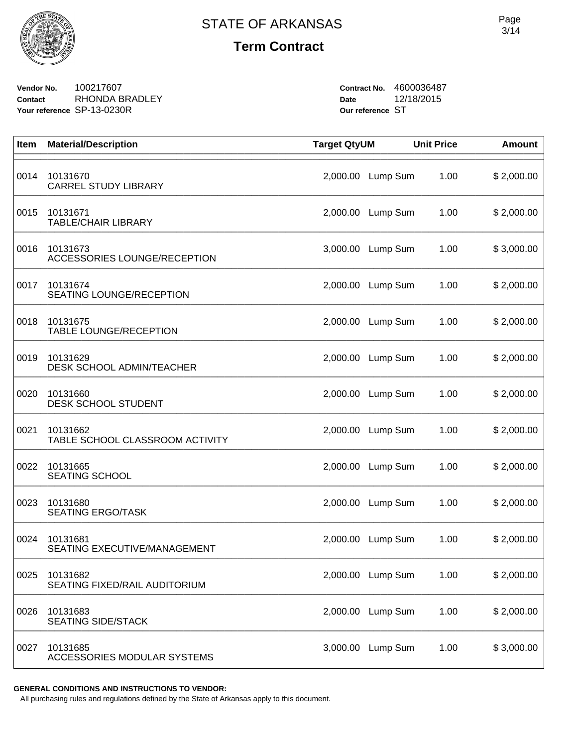# STATE OF ARKANSAS

## Term Contract

**Vendor No.** 100217607
**Contact** RHONDA BRADLEY
**Your reference** SP-13-0230R

**Contract No.** 4600036487
**Date** 12/18/2015
**Our reference** ST

| Item | Material/Description | Target Qty | UM | Unit Price | Amount |
|---|---|---|---|---|---|
| 0014 | 10131670<br>CARREL STUDY LIBRARY | 2,000.00 | Lump Sum | 1.00 | $ 2,000.00 |
| 0015 | 10131671<br>TABLE/CHAIR LIBRARY | 2,000.00 | Lump Sum | 1.00 | $ 2,000.00 |
| 0016 | 10131673<br>ACCESSORIES LOUNGE/RECEPTION | 3,000.00 | Lump Sum | 1.00 | $ 3,000.00 |
| 0017 | 10131674<br>SEATING LOUNGE/RECEPTION | 2,000.00 | Lump Sum | 1.00 | $ 2,000.00 |
| 0018 | 10131675<br>TABLE LOUNGE/RECEPTION | 2,000.00 | Lump Sum | 1.00 | $ 2,000.00 |
| 0019 | 10131629<br>DESK SCHOOL ADMIN/TEACHER | 2,000.00 | Lump Sum | 1.00 | $ 2,000.00 |
| 0020 | 10131660<br>DESK SCHOOL STUDENT | 2,000.00 | Lump Sum | 1.00 | $ 2,000.00 |
| 0021 | 10131662<br>TABLE SCHOOL CLASSROOM ACTIVITY | 2,000.00 | Lump Sum | 1.00 | $ 2,000.00 |
| 0022 | 10131665<br>SEATING SCHOOL | 2,000.00 | Lump Sum | 1.00 | $ 2,000.00 |
| 0023 | 10131680<br>SEATING ERGO/TASK | 2,000.00 | Lump Sum | 1.00 | $ 2,000.00 |
| 0024 | 10131681<br>SEATING EXECUTIVE/MANAGEMENT | 2,000.00 | Lump Sum | 1.00 | $ 2,000.00 |
| 0025 | 10131682<br>SEATING FIXED/RAIL AUDITORIUM | 2,000.00 | Lump Sum | 1.00 | $ 2,000.00 |
| 0026 | 10131683<br>SEATING SIDE/STACK | 2,000.00 | Lump Sum | 1.00 | $ 2,000.00 |
| 0027 | 10131685<br>ACCESSORIES MODULAR SYSTEMS | 3,000.00 | Lump Sum | 1.00 | $ 3,000.00 |

**GENERAL CONDITIONS AND INSTRUCTIONS TO VENDOR:**
All purchasing rules and regulations defined by the State of Arkansas apply to this document.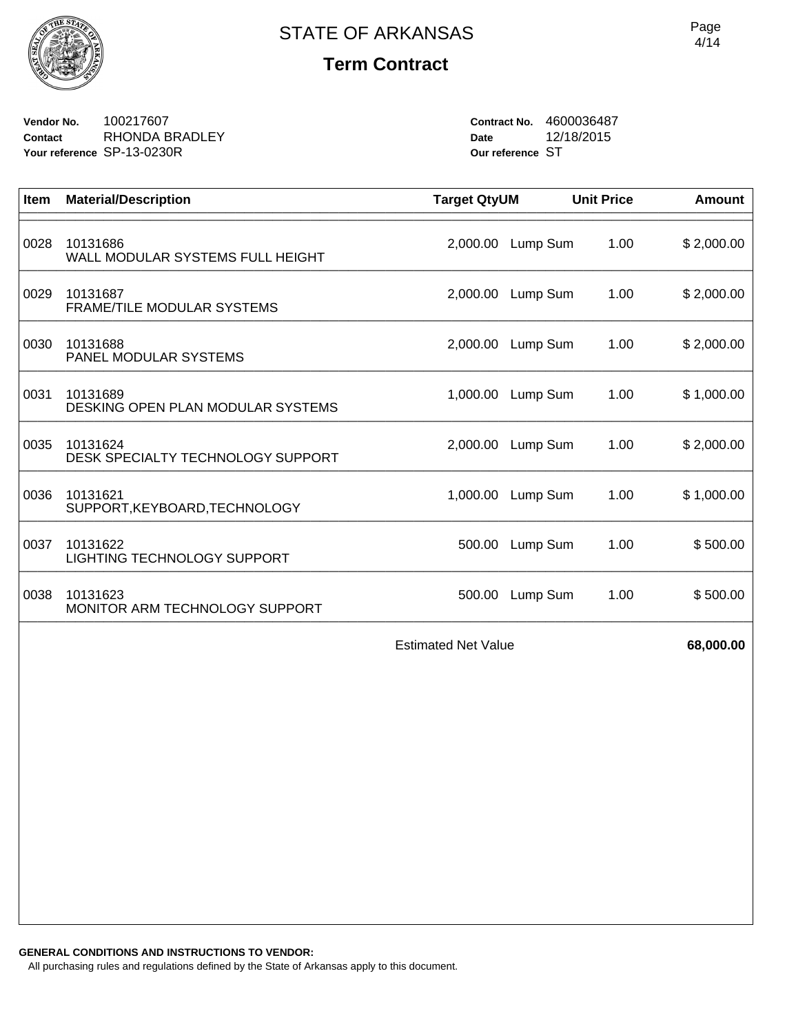# STATE OF ARKANSAS

## Term Contract

**Vendor No.** 100217607
**Contact** RHONDA BRADLEY
**Your reference** SP-13-0230R

**Contract No.** 4600036487
**Date** 12/18/2015
**Our reference** ST

| Item | Material/Description | Target Qty | UM | Unit Price | Amount |
|---|---|---|---|---|---|
| 0028 | 10131686<br>WALL MODULAR SYSTEMS FULL HEIGHT | 2,000.00 | Lump Sum | 1.00 | $ 2,000.00 |
| 0029 | 10131687<br>FRAME/TILE MODULAR SYSTEMS | 2,000.00 | Lump Sum | 1.00 | $ 2,000.00 |
| 0030 | 10131688<br>PANEL MODULAR SYSTEMS | 2,000.00 | Lump Sum | 1.00 | $ 2,000.00 |
| 0031 | 10131689<br>DESKING OPEN PLAN MODULAR SYSTEMS | 1,000.00 | Lump Sum | 1.00 | $ 1,000.00 |
| 0035 | 10131624<br>DESK SPECIALTY TECHNOLOGY SUPPORT | 2,000.00 | Lump Sum | 1.00 | $ 2,000.00 |
| 0036 | 10131621<br>SUPPORT,KEYBOARD,TECHNOLOGY | 1,000.00 | Lump Sum | 1.00 | $ 1,000.00 |
| 0037 | 10131622<br>LIGHTING TECHNOLOGY SUPPORT | 500.00 | Lump Sum | 1.00 | $ 500.00 |
| 0038 | 10131623<br>MONITOR ARM TECHNOLOGY SUPPORT | 500.00 | Lump Sum | 1.00 | $ 500.00 |
| | | Estimated Net Value | | | **68,000.00** |

**GENERAL CONDITIONS AND INSTRUCTIONS TO VENDOR:**

All purchasing rules and regulations defined by the State of Arkansas apply to this document.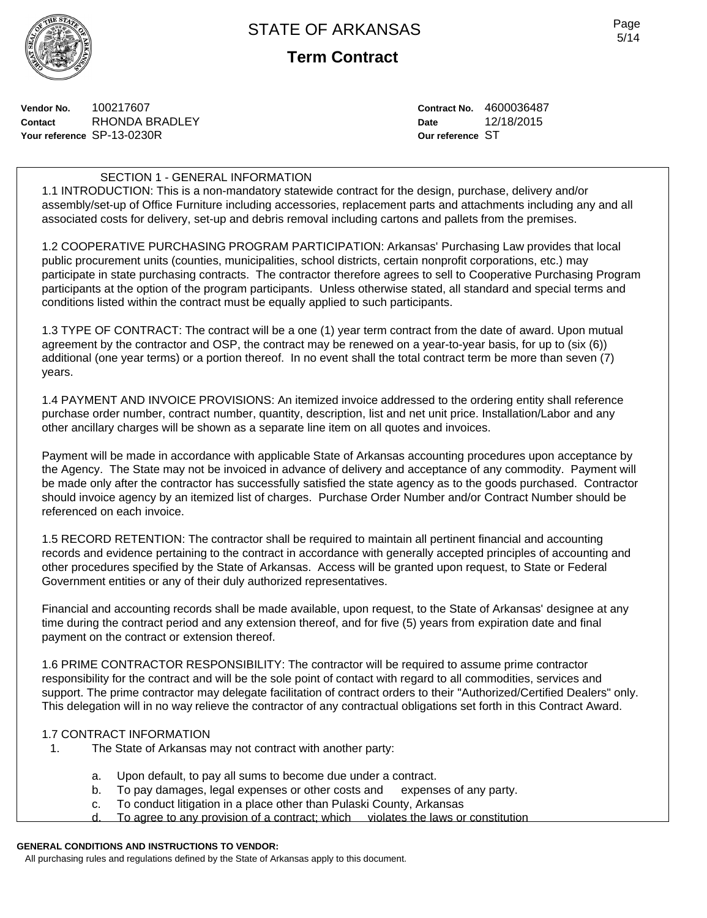# STATE OF ARKANSAS

## Term Contract

**Vendor No.** 100217607
**Contact** RHONDA BRADLEY
**Your reference** SP-13-0230R

**Contract No.** 4600036487
**Date** 12/18/2015
**Our reference** ST

SECTION 1 - GENERAL INFORMATION

1.1 INTRODUCTION: This is a non-mandatory statewide contract for the design, purchase, delivery and/or assembly/set-up of Office Furniture including accessories, replacement parts and attachments including any and all associated costs for delivery, set-up and debris removal including cartons and pallets from the premises.

1.2 COOPERATIVE PURCHASING PROGRAM PARTICIPATION: Arkansas' Purchasing Law provides that local public procurement units (counties, municipalities, school districts, certain nonprofit corporations, etc.) may participate in state purchasing contracts. The contractor therefore agrees to sell to Cooperative Purchasing Program participants at the option of the program participants. Unless otherwise stated, all standard and special terms and conditions listed within the contract must be equally applied to such participants.

1.3 TYPE OF CONTRACT: The contract will be a one (1) year term contract from the date of award. Upon mutual agreement by the contractor and OSP, the contract may be renewed on a year-to-year basis, for up to (six (6)) additional (one year terms) or a portion thereof. In no event shall the total contract term be more than seven (7) years.

1.4 PAYMENT AND INVOICE PROVISIONS: An itemized invoice addressed to the ordering entity shall reference purchase order number, contract number, quantity, description, list and net unit price. Installation/Labor and any other ancillary charges will be shown as a separate line item on all quotes and invoices.

Payment will be made in accordance with applicable State of Arkansas accounting procedures upon acceptance by the Agency. The State may not be invoiced in advance of delivery and acceptance of any commodity. Payment will be made only after the contractor has successfully satisfied the state agency as to the goods purchased. Contractor should invoice agency by an itemized list of charges. Purchase Order Number and/or Contract Number should be referenced on each invoice.

1.5 RECORD RETENTION: The contractor shall be required to maintain all pertinent financial and accounting records and evidence pertaining to the contract in accordance with generally accepted principles of accounting and other procedures specified by the State of Arkansas. Access will be granted upon request, to State or Federal Government entities or any of their duly authorized representatives.

Financial and accounting records shall be made available, upon request, to the State of Arkansas' designee at any time during the contract period and any extension thereof, and for five (5) years from expiration date and final payment on the contract or extension thereof.

1.6 PRIME CONTRACTOR RESPONSIBILITY: The contractor will be required to assume prime contractor responsibility for the contract and will be the sole point of contact with regard to all commodities, services and support. The prime contractor may delegate facilitation of contract orders to their "Authorized/Certified Dealers" only. This delegation will in no way relieve the contractor of any contractual obligations set forth in this Contract Award.

1.7 CONTRACT INFORMATION

1. The State of Arkansas may not contract with another party:

   a. Upon default, to pay all sums to become due under a contract.
   b. To pay damages, legal expenses or other costs and expenses of any party.
   c. To conduct litigation in a place other than Pulaski County, Arkansas
   d. To agree to any provision of a contract; which violates the laws or constitution

**GENERAL CONDITIONS AND INSTRUCTIONS TO VENDOR:**

All purchasing rules and regulations defined by the State of Arkansas apply to this document.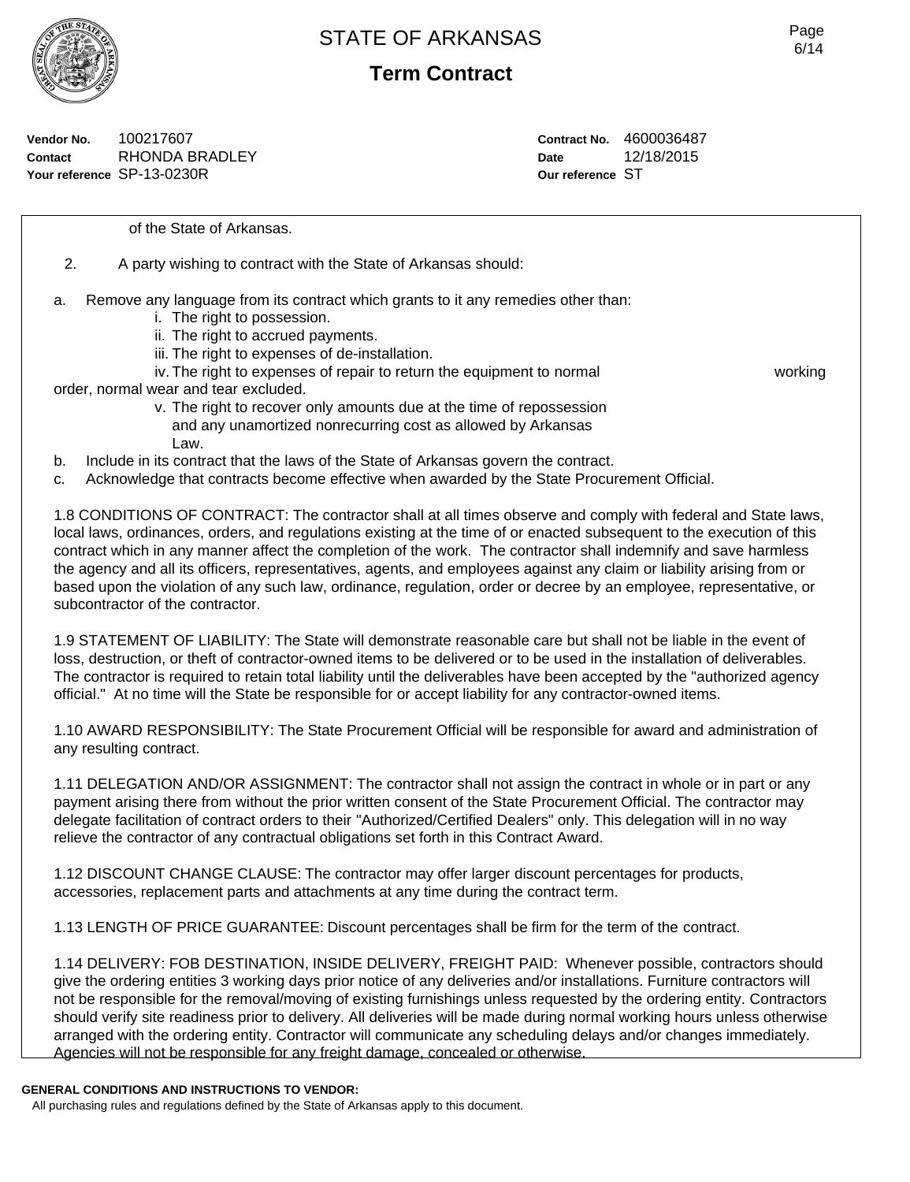of the State of Arkansas.

2. A party wishing to contract with the State of Arkansas should:

a. Remove any language from its contract which grants to it any remedies other than:
   - i. The right to possession.
   - ii. The right to accrued payments.
   - iii. The right to expenses of de-installation.
   - iv. The right to expenses of repair to return the equipment to normal working order, normal wear and tear excluded.
   - v. The right to recover only amounts due at the time of repossession and any unamortized nonrecurring cost as allowed by Arkansas Law.

b. Include in its contract that the laws of the State of Arkansas govern the contract.

c. Acknowledge that contracts become effective when awarded by the State Procurement Official.

1.8 CONDITIONS OF CONTRACT: The contractor shall at all times observe and comply with federal and State laws, local laws, ordinances, orders, and regulations existing at the time of or enacted subsequent to the execution of this contract which in any manner affect the completion of the work. The contractor shall indemnify and save harmless the agency and all its officers, representatives, agents, and employees against any claim or liability arising from or based upon the violation of any such law, ordinance, regulation, order or decree by an employee, representative, or subcontractor of the contractor.

1.9 STATEMENT OF LIABILITY: The State will demonstrate reasonable care but shall not be liable in the event of loss, destruction, or theft of contractor-owned items to be delivered or to be used in the installation of deliverables. The contractor is required to retain total liability until the deliverables have been accepted by the "authorized agency official." At no time will the State be responsible for or accept liability for any contractor-owned items.

1.10 AWARD RESPONSIBILITY: The State Procurement Official will be responsible for award and administration of any resulting contract.

1.11 DELEGATION AND/OR ASSIGNMENT: The contractor shall not assign the contract in whole or in part or any payment arising there from without the prior written consent of the State Procurement Official. The contractor may delegate facilitation of contract orders to their "Authorized/Certified Dealers" only. This delegation will in no way relieve the contractor of any contractual obligations set forth in this Contract Award.

1.12 DISCOUNT CHANGE CLAUSE: The contractor may offer larger discount percentages for products, accessories, replacement parts and attachments at any time during the contract term.

1.13 LENGTH OF PRICE GUARANTEE: Discount percentages shall be firm for the term of the contract.

1.14 DELIVERY: FOB DESTINATION, INSIDE DELIVERY, FREIGHT PAID: Whenever possible, contractors should give the ordering entities 3 working days prior notice of any deliveries and/or installations. Furniture contractors will not be responsible for the removal/moving of existing furnishings unless requested by the ordering entity. Contractors should verify site readiness prior to delivery. All deliveries will be made during normal working hours unless otherwise arranged with the ordering entity. Contractor will communicate any scheduling delays and/or changes immediately. Agencies will not be responsible for any freight damage, concealed or otherwise.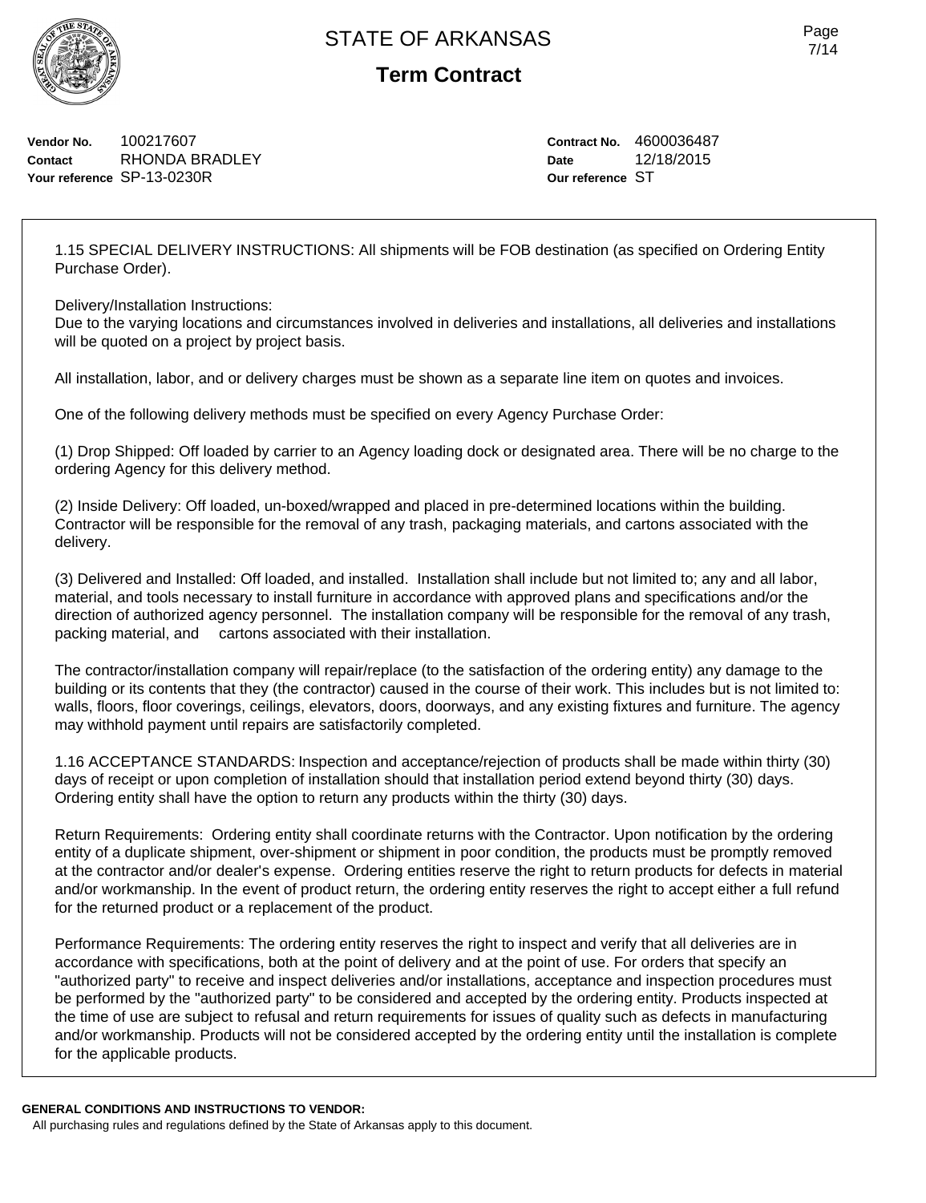# STATE OF ARKANSAS

## Term Contract

**Vendor No.** 100217607
**Contact** RHONDA BRADLEY
**Your reference** SP-13-0230R

**Contract No.** 4600036487
**Date** 12/18/2015
**Our reference** ST

1.15 SPECIAL DELIVERY INSTRUCTIONS: All shipments will be FOB destination (as specified on Ordering Entity Purchase Order).

Delivery/Installation Instructions:
Due to the varying locations and circumstances involved in deliveries and installations, all deliveries and installations will be quoted on a project by project basis.

All installation, labor, and or delivery charges must be shown as a separate line item on quotes and invoices.

One of the following delivery methods must be specified on every Agency Purchase Order:

(1) Drop Shipped: Off loaded by carrier to an Agency loading dock or designated area. There will be no charge to the ordering Agency for this delivery method.

(2) Inside Delivery: Off loaded, un-boxed/wrapped and placed in pre-determined locations within the building. Contractor will be responsible for the removal of any trash, packaging materials, and cartons associated with the delivery.

(3) Delivered and Installed: Off loaded, and installed. Installation shall include but not limited to; any and all labor, material, and tools necessary to install furniture in accordance with approved plans and specifications and/or the direction of authorized agency personnel. The installation company will be responsible for the removal of any trash, packing material, and cartons associated with their installation.

The contractor/installation company will repair/replace (to the satisfaction of the ordering entity) any damage to the building or its contents that they (the contractor) caused in the course of their work. This includes but is not limited to: walls, floors, floor coverings, ceilings, elevators, doors, doorways, and any existing fixtures and furniture. The agency may withhold payment until repairs are satisfactorily completed.

1.16 ACCEPTANCE STANDARDS: Inspection and acceptance/rejection of products shall be made within thirty (30) days of receipt or upon completion of installation should that installation period extend beyond thirty (30) days. Ordering entity shall have the option to return any products within the thirty (30) days.

Return Requirements: Ordering entity shall coordinate returns with the Contractor. Upon notification by the ordering entity of a duplicate shipment, over-shipment or shipment in poor condition, the products must be promptly removed at the contractor and/or dealer's expense. Ordering entities reserve the right to return products for defects in material and/or workmanship. In the event of product return, the ordering entity reserves the right to accept either a full refund for the returned product or a replacement of the product.

Performance Requirements: The ordering entity reserves the right to inspect and verify that all deliveries are in accordance with specifications, both at the point of delivery and at the point of use. For orders that specify an "authorized party" to receive and inspect deliveries and/or installations, acceptance and inspection procedures must be performed by the "authorized party" to be considered and accepted by the ordering entity. Products inspected at the time of use are subject to refusal and return requirements for issues of quality such as defects in manufacturing and/or workmanship. Products will not be considered accepted by the ordering entity until the installation is complete for the applicable products.

**GENERAL CONDITIONS AND INSTRUCTIONS TO VENDOR:**
All purchasing rules and regulations defined by the State of Arkansas apply to this document.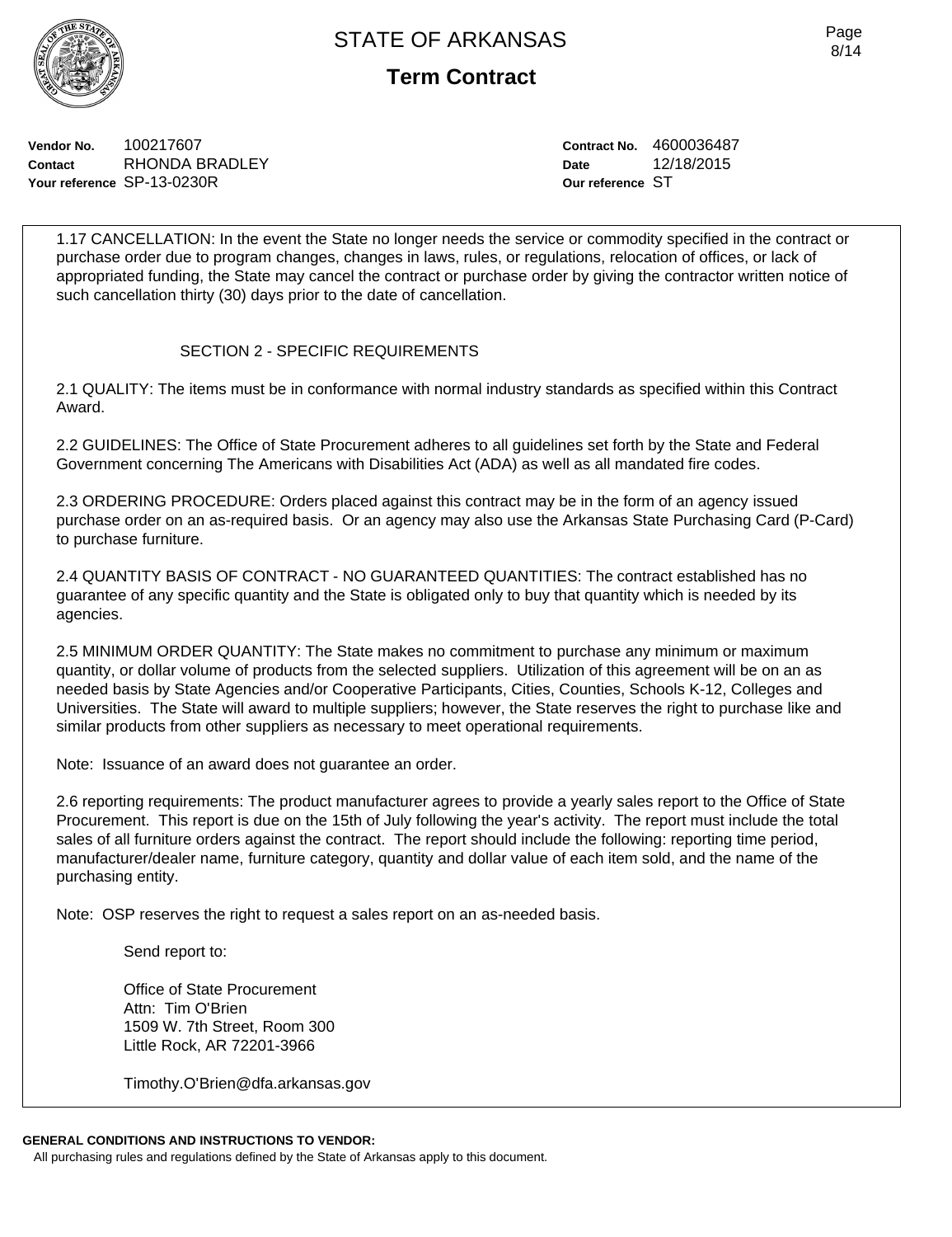**Vendor No.** 100217607
**Contact** RHONDA BRADLEY
**Your reference** SP-13-0230R

**Contract No.** 4600036487
**Date** 12/18/2015
**Our reference** ST

1.17 CANCELLATION: In the event the State no longer needs the service or commodity specified in the contract or purchase order due to program changes, changes in laws, rules, or regulations, relocation of offices, or lack of appropriated funding, the State may cancel the contract or purchase order by giving the contractor written notice of such cancellation thirty (30) days prior to the date of cancellation.

## SECTION 2 - SPECIFIC REQUIREMENTS

2.1 QUALITY: The items must be in conformance with normal industry standards as specified within this Contract Award.

2.2 GUIDELINES: The Office of State Procurement adheres to all guidelines set forth by the State and Federal Government concerning The Americans with Disabilities Act (ADA) as well as all mandated fire codes.

2.3 ORDERING PROCEDURE: Orders placed against this contract may be in the form of an agency issued purchase order on an as-required basis. Or an agency may also use the Arkansas State Purchasing Card (P-Card) to purchase furniture.

2.4 QUANTITY BASIS OF CONTRACT - NO GUARANTEED QUANTITIES: The contract established has no guarantee of any specific quantity and the State is obligated only to buy that quantity which is needed by its agencies.

2.5 MINIMUM ORDER QUANTITY: The State makes no commitment to purchase any minimum or maximum quantity, or dollar volume of products from the selected suppliers. Utilization of this agreement will be on an as needed basis by State Agencies and/or Cooperative Participants, Cities, Counties, Schools K-12, Colleges and Universities. The State will award to multiple suppliers; however, the State reserves the right to purchase like and similar products from other suppliers as necessary to meet operational requirements.

Note: Issuance of an award does not guarantee an order.

2.6 reporting requirements: The product manufacturer agrees to provide a yearly sales report to the Office of State Procurement. This report is due on the 15th of July following the year's activity. The report must include the total sales of all furniture orders against the contract. The report should include the following: reporting time period, manufacturer/dealer name, furniture category, quantity and dollar value of each item sold, and the name of the purchasing entity.

Note: OSP reserves the right to request a sales report on an as-needed basis.

Send report to:

Office of State Procurement
Attn: Tim O'Brien
1509 W. 7th Street, Room 300
Little Rock, AR 72201-3966

Timothy.O'Brien@dfa.arkansas.gov

**GENERAL CONDITIONS AND INSTRUCTIONS TO VENDOR:**
All purchasing rules and regulations defined by the State of Arkansas apply to this document.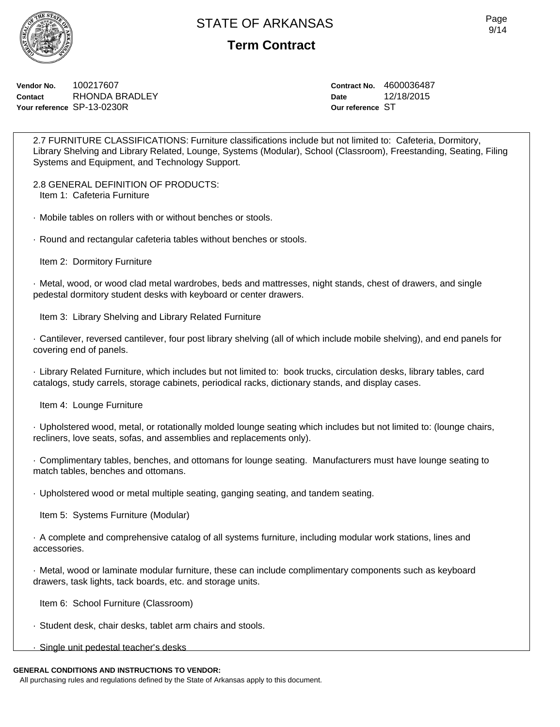**Vendor No.** 100217607
**Contact** RHONDA BRADLEY
**Your reference** SP-13-0230R

**Contract No.** 4600036487
**Date** 12/18/2015
**Our reference** ST

2.7 FURNITURE CLASSIFICATIONS: Furniture classifications include but not limited to: Cafeteria, Dormitory, Library Shelving and Library Related, Lounge, Systems (Modular), School (Classroom), Freestanding, Seating, Filing Systems and Equipment, and Technology Support.

2.8 GENERAL DEFINITION OF PRODUCTS:
Item 1: Cafeteria Furniture

· Mobile tables on rollers with or without benches or stools.

· Round and rectangular cafeteria tables without benches or stools.

Item 2: Dormitory Furniture

· Metal, wood, or wood clad metal wardrobes, beds and mattresses, night stands, chest of drawers, and single pedestal dormitory student desks with keyboard or center drawers.

Item 3: Library Shelving and Library Related Furniture

· Cantilever, reversed cantilever, four post library shelving (all of which include mobile shelving), and end panels for covering end of panels.

· Library Related Furniture, which includes but not limited to: book trucks, circulation desks, library tables, card catalogs, study carrels, storage cabinets, periodical racks, dictionary stands, and display cases.

Item 4: Lounge Furniture

· Upholstered wood, metal, or rotationally molded lounge seating which includes but not limited to: (lounge chairs, recliners, love seats, sofas, and assemblies and replacements only).

· Complimentary tables, benches, and ottomans for lounge seating. Manufacturers must have lounge seating to match tables, benches and ottomans.

· Upholstered wood or metal multiple seating, ganging seating, and tandem seating.

Item 5: Systems Furniture (Modular)

· A complete and comprehensive catalog of all systems furniture, including modular work stations, lines and accessories.

· Metal, wood or laminate modular furniture, these can include complimentary components such as keyboard drawers, task lights, tack boards, etc. and storage units.

Item 6: School Furniture (Classroom)

· Student desk, chair desks, tablet arm chairs and stools.

· Single unit pedestal teacher's desks

**GENERAL CONDITIONS AND INSTRUCTIONS TO VENDOR:**
All purchasing rules and regulations defined by the State of Arkansas apply to this document.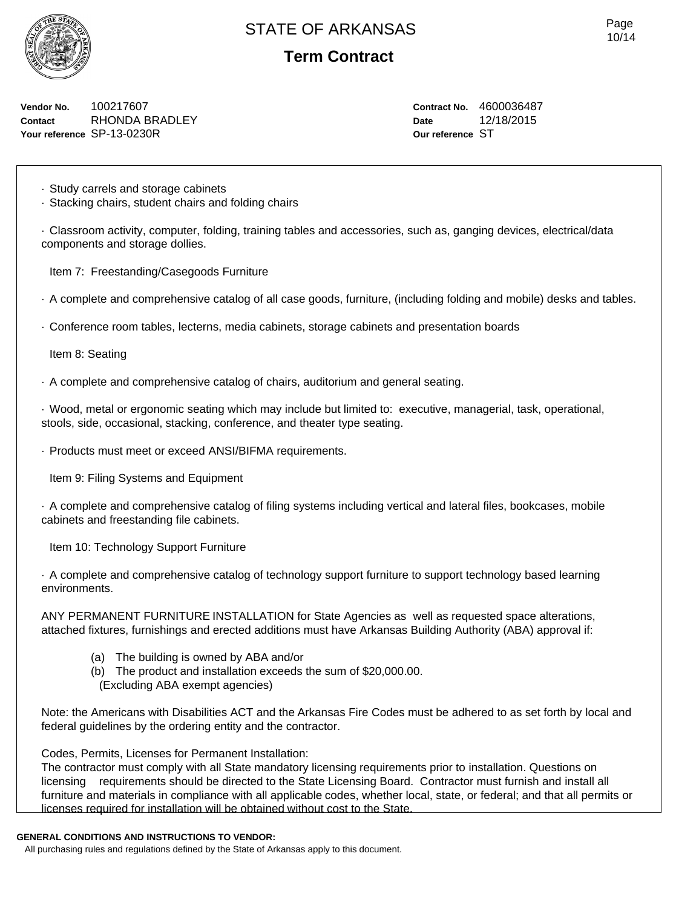**Vendor No.** 100217607
**Contact** RHONDA BRADLEY
**Your reference** SP-13-0230R

**Contract No.** 4600036487
**Date** 12/18/2015
**Our reference** ST

· Study carrels and storage cabinets
· Stacking chairs, student chairs and folding chairs

· Classroom activity, computer, folding, training tables and accessories, such as, ganging devices, electrical/data components and storage dollies.

Item 7: Freestanding/Casegoods Furniture

· A complete and comprehensive catalog of all case goods, furniture, (including folding and mobile) desks and tables.

· Conference room tables, lecterns, media cabinets, storage cabinets and presentation boards

Item 8: Seating

· A complete and comprehensive catalog of chairs, auditorium and general seating.

· Wood, metal or ergonomic seating which may include but limited to: executive, managerial, task, operational, stools, side, occasional, stacking, conference, and theater type seating.

· Products must meet or exceed ANSI/BIFMA requirements.

Item 9: Filing Systems and Equipment

· A complete and comprehensive catalog of filing systems including vertical and lateral files, bookcases, mobile cabinets and freestanding file cabinets.

Item 10: Technology Support Furniture

· A complete and comprehensive catalog of technology support furniture to support technology based learning environments.

ANY PERMANENT FURNITURE INSTALLATION for State Agencies as well as requested space alterations, attached fixtures, furnishings and erected additions must have Arkansas Building Authority (ABA) approval if:

(a) The building is owned by ABA and/or
(b) The product and installation exceeds the sum of $20,000.00.
(Excluding ABA exempt agencies)

Note: the Americans with Disabilities ACT and the Arkansas Fire Codes must be adhered to as set forth by local and federal guidelines by the ordering entity and the contractor.

Codes, Permits, Licenses for Permanent Installation:
The contractor must comply with all State mandatory licensing requirements prior to installation. Questions on licensing requirements should be directed to the State Licensing Board. Contractor must furnish and install all furniture and materials in compliance with all applicable codes, whether local, state, or federal; and that all permits or licenses required for installation will be obtained without cost to the State.

**GENERAL CONDITIONS AND INSTRUCTIONS TO VENDOR:**
All purchasing rules and regulations defined by the State of Arkansas apply to this document.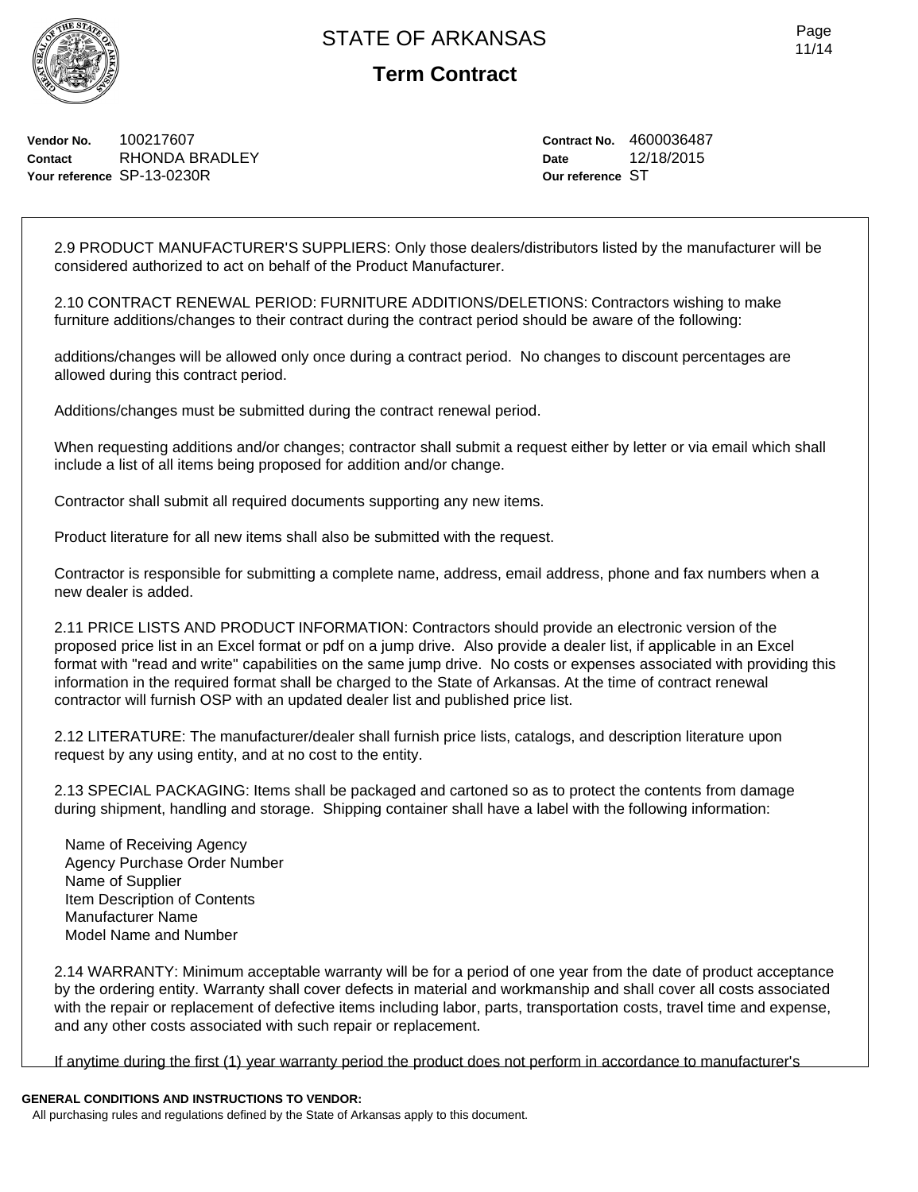**Vendor No.** 100217607
**Contact** RHONDA BRADLEY
**Your reference** SP-13-0230R

**Contract No.** 4600036487
**Date** 12/18/2015
**Our reference** ST

2.9 PRODUCT MANUFACTURER'S SUPPLIERS: Only those dealers/distributors listed by the manufacturer will be considered authorized to act on behalf of the Product Manufacturer.

2.10 CONTRACT RENEWAL PERIOD: FURNITURE ADDITIONS/DELETIONS: Contractors wishing to make furniture additions/changes to their contract during the contract period should be aware of the following:

additions/changes will be allowed only once during a contract period. No changes to discount percentages are allowed during this contract period.

Additions/changes must be submitted during the contract renewal period.

When requesting additions and/or changes; contractor shall submit a request either by letter or via email which shall include a list of all items being proposed for addition and/or change.

Contractor shall submit all required documents supporting any new items.

Product literature for all new items shall also be submitted with the request.

Contractor is responsible for submitting a complete name, address, email address, phone and fax numbers when a new dealer is added.

2.11 PRICE LISTS AND PRODUCT INFORMATION: Contractors should provide an electronic version of the proposed price list in an Excel format or pdf on a jump drive. Also provide a dealer list, if applicable in an Excel format with "read and write" capabilities on the same jump drive. No costs or expenses associated with providing this information in the required format shall be charged to the State of Arkansas. At the time of contract renewal contractor will furnish OSP with an updated dealer list and published price list.

2.12 LITERATURE: The manufacturer/dealer shall furnish price lists, catalogs, and description literature upon request by any using entity, and at no cost to the entity.

2.13 SPECIAL PACKAGING: Items shall be packaged and cartoned so as to protect the contents from damage during shipment, handling and storage. Shipping container shall have a label with the following information:

Name of Receiving Agency
Agency Purchase Order Number
Name of Supplier
Item Description of Contents
Manufacturer Name
Model Name and Number

2.14 WARRANTY: Minimum acceptable warranty will be for a period of one year from the date of product acceptance by the ordering entity. Warranty shall cover defects in material and workmanship and shall cover all costs associated with the repair or replacement of defective items including labor, parts, transportation costs, travel time and expense, and any other costs associated with such repair or replacement.

If anytime during the first (1) year warranty period the product does not perform in accordance to manufacturer's

**GENERAL CONDITIONS AND INSTRUCTIONS TO VENDOR:**
All purchasing rules and regulations defined by the State of Arkansas apply to this document.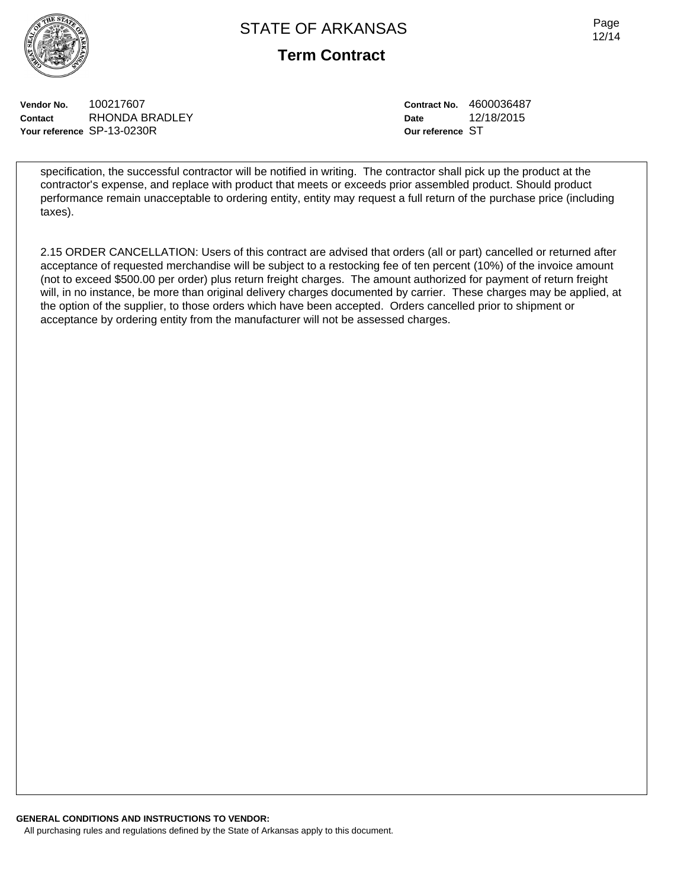Vendor No. 100217607
Contact RHONDA BRADLEY
Your reference SP-13-0230R

Contract No. 4600036487
Date 12/18/2015
Our reference ST

specification, the successful contractor will be notified in writing. The contractor shall pick up the product at the contractor's expense, and replace with product that meets or exceeds prior assembled product. Should product performance remain unacceptable to ordering entity, entity may request a full return of the purchase price (including taxes).

2.15 ORDER CANCELLATION: Users of this contract are advised that orders (all or part) cancelled or returned after acceptance of requested merchandise will be subject to a restocking fee of ten percent (10%) of the invoice amount (not to exceed $500.00 per order) plus return freight charges. The amount authorized for payment of return freight will, in no instance, be more than original delivery charges documented by carrier. These charges may be applied, at the option of the supplier, to those orders which have been accepted. Orders cancelled prior to shipment or acceptance by ordering entity from the manufacturer will not be assessed charges.

**GENERAL CONDITIONS AND INSTRUCTIONS TO VENDOR:**
All purchasing rules and regulations defined by the State of Arkansas apply to this document.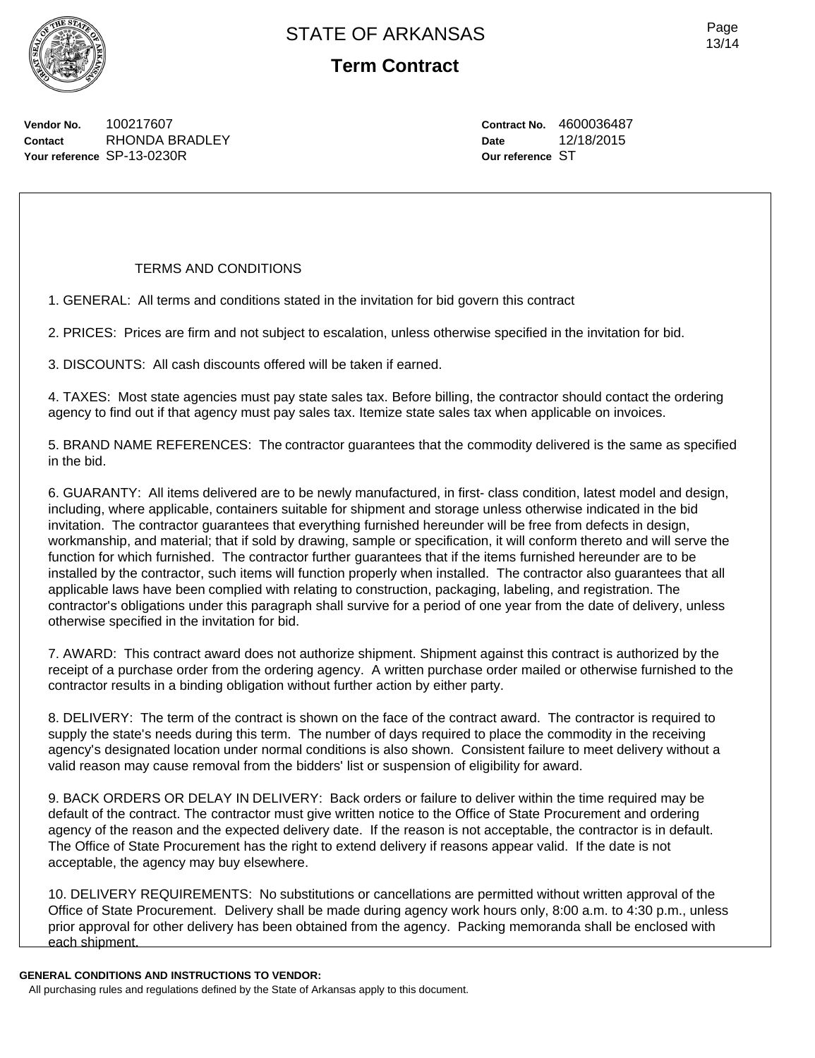**Vendor No.** 100217607
**Contact** RHONDA BRADLEY
**Your reference** SP-13-0230R

**Contract No.** 4600036487
**Date** 12/18/2015
**Our reference** ST

TERMS AND CONDITIONS

1. GENERAL: All terms and conditions stated in the invitation for bid govern this contract

2. PRICES: Prices are firm and not subject to escalation, unless otherwise specified in the invitation for bid.

3. DISCOUNTS: All cash discounts offered will be taken if earned.

4. TAXES: Most state agencies must pay state sales tax. Before billing, the contractor should contact the ordering agency to find out if that agency must pay sales tax. Itemize state sales tax when applicable on invoices.

5. BRAND NAME REFERENCES: The contractor guarantees that the commodity delivered is the same as specified in the bid.

6. GUARANTY: All items delivered are to be newly manufactured, in first- class condition, latest model and design, including, where applicable, containers suitable for shipment and storage unless otherwise indicated in the bid invitation. The contractor guarantees that everything furnished hereunder will be free from defects in design, workmanship, and material; that if sold by drawing, sample or specification, it will conform thereto and will serve the function for which furnished. The contractor further guarantees that if the items furnished hereunder are to be installed by the contractor, such items will function properly when installed. The contractor also guarantees that all applicable laws have been complied with relating to construction, packaging, labeling, and registration. The contractor's obligations under this paragraph shall survive for a period of one year from the date of delivery, unless otherwise specified in the invitation for bid.

7. AWARD: This contract award does not authorize shipment. Shipment against this contract is authorized by the receipt of a purchase order from the ordering agency. A written purchase order mailed or otherwise furnished to the contractor results in a binding obligation without further action by either party.

8. DELIVERY: The term of the contract is shown on the face of the contract award. The contractor is required to supply the state's needs during this term. The number of days required to place the commodity in the receiving agency's designated location under normal conditions is also shown. Consistent failure to meet delivery without a valid reason may cause removal from the bidders' list or suspension of eligibility for award.

9. BACK ORDERS OR DELAY IN DELIVERY: Back orders or failure to deliver within the time required may be default of the contract. The contractor must give written notice to the Office of State Procurement and ordering agency of the reason and the expected delivery date. If the reason is not acceptable, the contractor is in default. The Office of State Procurement has the right to extend delivery if reasons appear valid. If the date is not acceptable, the agency may buy elsewhere.

10. DELIVERY REQUIREMENTS: No substitutions or cancellations are permitted without written approval of the Office of State Procurement. Delivery shall be made during agency work hours only, 8:00 a.m. to 4:30 p.m., unless prior approval for other delivery has been obtained from the agency. Packing memoranda shall be enclosed with each shipment.

**GENERAL CONDITIONS AND INSTRUCTIONS TO VENDOR:**

All purchasing rules and regulations defined by the State of Arkansas apply to this document.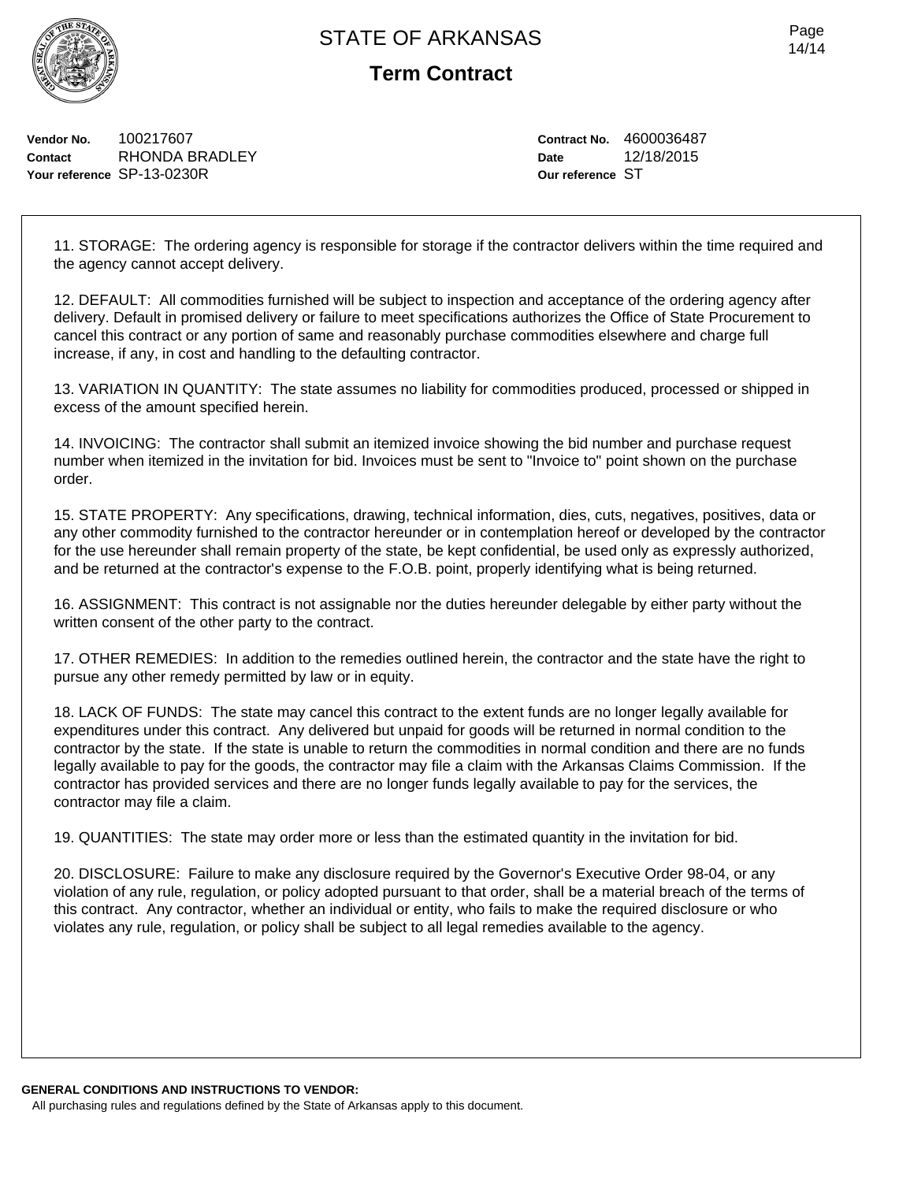Vendor No. 100217607
Contact RHONDA BRADLEY
Your reference SP-13-0230R

Contract No. 4600036487
Date 12/18/2015
Our reference ST

11. STORAGE: The ordering agency is responsible for storage if the contractor delivers within the time required and the agency cannot accept delivery.

12. DEFAULT: All commodities furnished will be subject to inspection and acceptance of the ordering agency after delivery. Default in promised delivery or failure to meet specifications authorizes the Office of State Procurement to cancel this contract or any portion of same and reasonably purchase commodities elsewhere and charge full increase, if any, in cost and handling to the defaulting contractor.

13. VARIATION IN QUANTITY: The state assumes no liability for commodities produced, processed or shipped in excess of the amount specified herein.

14. INVOICING: The contractor shall submit an itemized invoice showing the bid number and purchase request number when itemized in the invitation for bid. Invoices must be sent to "Invoice to" point shown on the purchase order.

15. STATE PROPERTY: Any specifications, drawing, technical information, dies, cuts, negatives, positives, data or any other commodity furnished to the contractor hereunder or in contemplation hereof or developed by the contractor for the use hereunder shall remain property of the state, be kept confidential, be used only as expressly authorized, and be returned at the contractor's expense to the F.O.B. point, properly identifying what is being returned.

16. ASSIGNMENT: This contract is not assignable nor the duties hereunder delegable by either party without the written consent of the other party to the contract.

17. OTHER REMEDIES: In addition to the remedies outlined herein, the contractor and the state have the right to pursue any other remedy permitted by law or in equity.

18. LACK OF FUNDS: The state may cancel this contract to the extent funds are no longer legally available for expenditures under this contract. Any delivered but unpaid for goods will be returned in normal condition to the contractor by the state. If the state is unable to return the commodities in normal condition and there are no funds legally available to pay for the goods, the contractor may file a claim with the Arkansas Claims Commission. If the contractor has provided services and there are no longer funds legally available to pay for the services, the contractor may file a claim.

19. QUANTITIES: The state may order more or less than the estimated quantity in the invitation for bid.

20. DISCLOSURE: Failure to make any disclosure required by the Governor's Executive Order 98-04, or any violation of any rule, regulation, or policy adopted pursuant to that order, shall be a material breach of the terms of this contract. Any contractor, whether an individual or entity, who fails to make the required disclosure or who violates any rule, regulation, or policy shall be subject to all legal remedies available to the agency.

**GENERAL CONDITIONS AND INSTRUCTIONS TO VENDOR:**

All purchasing rules and regulations defined by the State of Arkansas apply to this document.